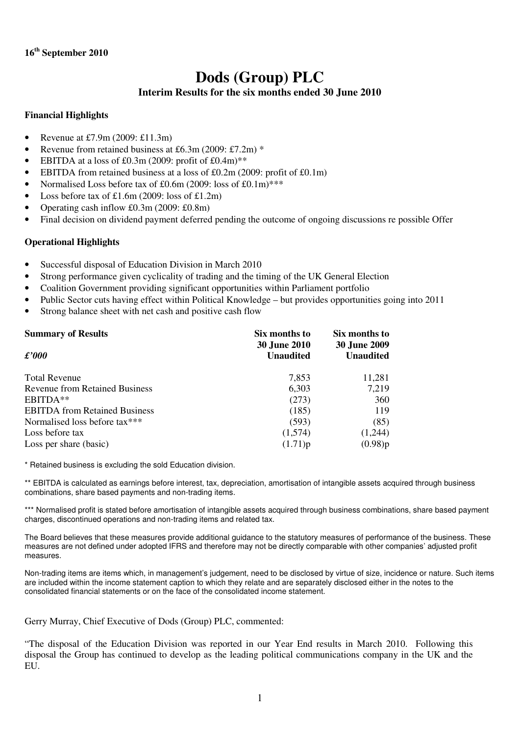**16th September 2010**

# Dods (Group) PLC

## Interim Results for the six months ended 30 June 2010

### Financial Highlights

- Revenue at £7.9m (2009: £11.3m)
- Revenue from retained business at £6.3m (2009: £7.2m) *
- EBITDA at a loss of £0.3m (2009: profit of £0.4m)**
- EBITDA from retained business at a loss of £0.2m (2009: profit of £0.1m)
- Normalised Loss before tax of £0.6m (2009: loss of £0.1m)***
- Loss before tax of £1.6m (2009: loss of £1.2m)
- Operating cash inflow £0.3m (2009: £0.8m)
- Final decision on dividend payment deferred pending the outcome of ongoing discussions re possible Offer

### Operational Highlights

- Successful disposal of Education Division in March 2010
- Strong performance given cyclicality of trading and the timing of the UK General Election
- Coalition Government providing significant opportunities within Parliament portfolio
- Public Sector cuts having effect within Political Knowledge – but provides opportunities going into 2011
- Strong balance sheet with net cash and positive cash flow

| **Summary of Results** *£'000* | **Six months to 30 June 2010 Unaudited** | **Six months to 30 June 2009 Unaudited** |
|---|---|---|
| Total Revenue | 7,853 | 11,281 |
| Revenue from Retained Business | 6,303 | 7,219 |
| EBITDA** | (273) | 360 |
| EBITDA from Retained Business | (185) | 119 |
| Normalised loss before tax*** | (593) | (85) |
| Loss before tax | (1,574) | (1,244) |
| Loss per share (basic) | (1.71)p | (0.98)p |

* Retained business is excluding the sold Education division.

** EBITDA is calculated as earnings before interest, tax, depreciation, amortisation of intangible assets acquired through business combinations, share based payments and non-trading items.

*** Normalised profit is stated before amortisation of intangible assets acquired through business combinations, share based payment charges, discontinued operations and non-trading items and related tax.

The Board believes that these measures provide additional guidance to the statutory measures of performance of the business. These measures are not defined under adopted IFRS and therefore may not be directly comparable with other companies' adjusted profit measures.

Non-trading items are items which, in management's judgement, need to be disclosed by virtue of size, incidence or nature. Such items are included within the income statement caption to which they relate and are separately disclosed either in the notes to the consolidated financial statements or on the face of the consolidated income statement.

Gerry Murray, Chief Executive of Dods (Group) PLC, commented:

"The disposal of the Education Division was reported in our Year End results in March 2010. Following this disposal the Group has continued to develop as the leading political communications company in the UK and the EU.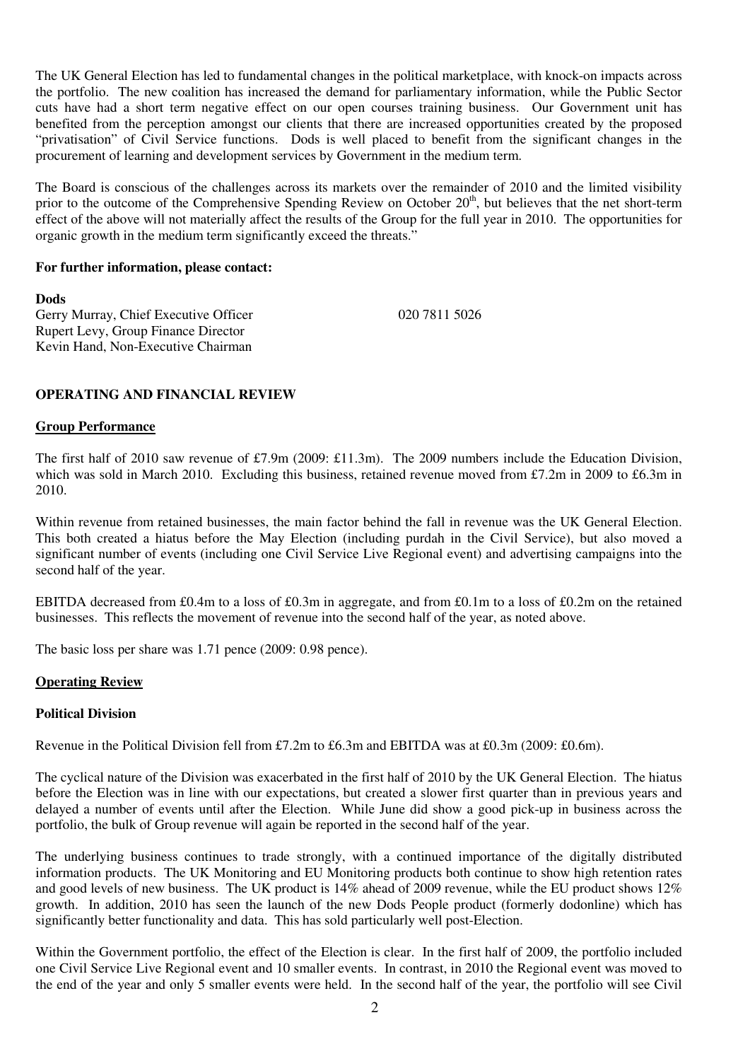The UK General Election has led to fundamental changes in the political marketplace, with knock-on impacts across the portfolio. The new coalition has increased the demand for parliamentary information, while the Public Sector cuts have had a short term negative effect on our open courses training business. Our Government unit has benefited from the perception amongst our clients that there are increased opportunities created by the proposed "privatisation" of Civil Service functions. Dods is well placed to benefit from the significant changes in the procurement of learning and development services by Government in the medium term.

The Board is conscious of the challenges across its markets over the remainder of 2010 and the limited visibility prior to the outcome of the Comprehensive Spending Review on October 20th, but believes that the net short-term effect of the above will not materially affect the results of the Group for the full year in 2010. The opportunities for organic growth in the medium term significantly exceed the threats."

**For further information, please contact:**

**Dods**
Gerry Murray, Chief Executive Officer 020 7811 5026
Rupert Levy, Group Finance Director
Kevin Hand, Non-Executive Chairman

**OPERATING AND FINANCIAL REVIEW**

**Group Performance**

The first half of 2010 saw revenue of £7.9m (2009: £11.3m). The 2009 numbers include the Education Division, which was sold in March 2010. Excluding this business, retained revenue moved from £7.2m in 2009 to £6.3m in 2010.

Within revenue from retained businesses, the main factor behind the fall in revenue was the UK General Election. This both created a hiatus before the May Election (including purdah in the Civil Service), but also moved a significant number of events (including one Civil Service Live Regional event) and advertising campaigns into the second half of the year.

EBITDA decreased from £0.4m to a loss of £0.3m in aggregate, and from £0.1m to a loss of £0.2m on the retained businesses. This reflects the movement of revenue into the second half of the year, as noted above.

The basic loss per share was 1.71 pence (2009: 0.98 pence).

**Operating Review**

**Political Division**

Revenue in the Political Division fell from £7.2m to £6.3m and EBITDA was at £0.3m (2009: £0.6m).

The cyclical nature of the Division was exacerbated in the first half of 2010 by the UK General Election. The hiatus before the Election was in line with our expectations, but created a slower first quarter than in previous years and delayed a number of events until after the Election. While June did show a good pick-up in business across the portfolio, the bulk of Group revenue will again be reported in the second half of the year.

The underlying business continues to trade strongly, with a continued importance of the digitally distributed information products. The UK Monitoring and EU Monitoring products both continue to show high retention rates and good levels of new business. The UK product is 14% ahead of 2009 revenue, while the EU product shows 12% growth. In addition, 2010 has seen the launch of the new Dods People product (formerly dodonline) which has significantly better functionality and data. This has sold particularly well post-Election.

Within the Government portfolio, the effect of the Election is clear. In the first half of 2009, the portfolio included one Civil Service Live Regional event and 10 smaller events. In contrast, in 2010 the Regional event was moved to the end of the year and only 5 smaller events were held. In the second half of the year, the portfolio will see Civil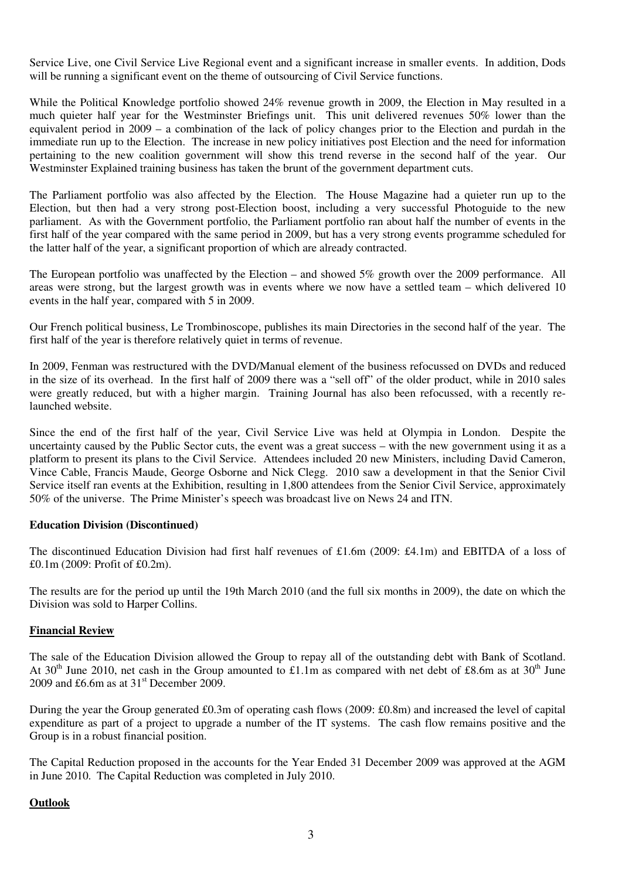Service Live, one Civil Service Live Regional event and a significant increase in smaller events. In addition, Dods will be running a significant event on the theme of outsourcing of Civil Service functions.

While the Political Knowledge portfolio showed 24% revenue growth in 2009, the Election in May resulted in a much quieter half year for the Westminster Briefings unit. This unit delivered revenues 50% lower than the equivalent period in 2009 – a combination of the lack of policy changes prior to the Election and purdah in the immediate run up to the Election. The increase in new policy initiatives post Election and the need for information pertaining to the new coalition government will show this trend reverse in the second half of the year. Our Westminster Explained training business has taken the brunt of the government department cuts.

The Parliament portfolio was also affected by the Election. The House Magazine had a quieter run up to the Election, but then had a very strong post-Election boost, including a very successful Photoguide to the new parliament. As with the Government portfolio, the Parliament portfolio ran about half the number of events in the first half of the year compared with the same period in 2009, but has a very strong events programme scheduled for the latter half of the year, a significant proportion of which are already contracted.

The European portfolio was unaffected by the Election – and showed 5% growth over the 2009 performance. All areas were strong, but the largest growth was in events where we now have a settled team – which delivered 10 events in the half year, compared with 5 in 2009.

Our French political business, Le Trombinoscope, publishes its main Directories in the second half of the year. The first half of the year is therefore relatively quiet in terms of revenue.

In 2009, Fenman was restructured with the DVD/Manual element of the business refocussed on DVDs and reduced in the size of its overhead. In the first half of 2009 there was a "sell off" of the older product, while in 2010 sales were greatly reduced, but with a higher margin. Training Journal has also been refocussed, with a recently re-launched website.

Since the end of the first half of the year, Civil Service Live was held at Olympia in London. Despite the uncertainty caused by the Public Sector cuts, the event was a great success – with the new government using it as a platform to present its plans to the Civil Service. Attendees included 20 new Ministers, including David Cameron, Vince Cable, Francis Maude, George Osborne and Nick Clegg. 2010 saw a development in that the Senior Civil Service itself ran events at the Exhibition, resulting in 1,800 attendees from the Senior Civil Service, approximately 50% of the universe. The Prime Minister's speech was broadcast live on News 24 and ITN.

**Education Division (Discontinued)**

The discontinued Education Division had first half revenues of £1.6m (2009: £4.1m) and EBITDA of a loss of £0.1m (2009: Profit of £0.2m).

The results are for the period up until the 19th March 2010 (and the full six months in 2009), the date on which the Division was sold to Harper Collins.

## Financial Review

The sale of the Education Division allowed the Group to repay all of the outstanding debt with Bank of Scotland. At 30th June 2010, net cash in the Group amounted to £1.1m as compared with net debt of £8.6m as at 30th June 2009 and £6.6m as at 31st December 2009.

During the year the Group generated £0.3m of operating cash flows (2009: £0.8m) and increased the level of capital expenditure as part of a project to upgrade a number of the IT systems. The cash flow remains positive and the Group is in a robust financial position.

The Capital Reduction proposed in the accounts for the Year Ended 31 December 2009 was approved at the AGM in June 2010. The Capital Reduction was completed in July 2010.

## Outlook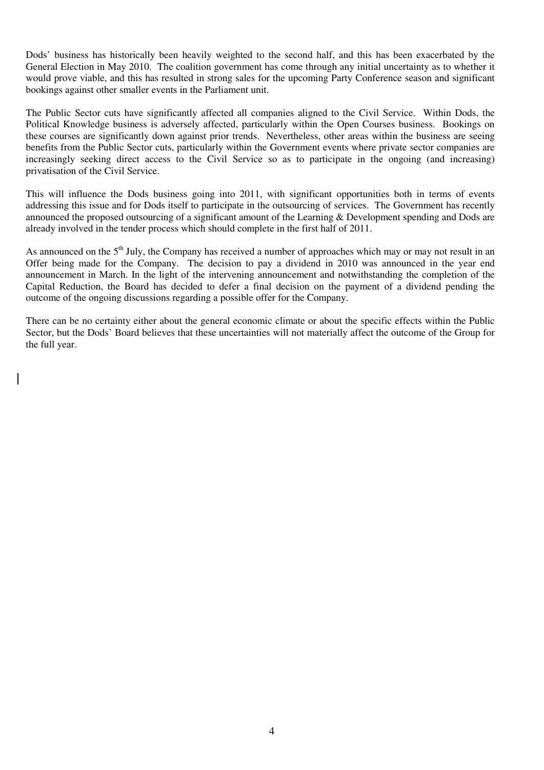Dods' business has historically been heavily weighted to the second half, and this has been exacerbated by the General Election in May 2010. The coalition government has come through any initial uncertainty as to whether it would prove viable, and this has resulted in strong sales for the upcoming Party Conference season and significant bookings against other smaller events in the Parliament unit.

The Public Sector cuts have significantly affected all companies aligned to the Civil Service. Within Dods, the Political Knowledge business is adversely affected, particularly within the Open Courses business. Bookings on these courses are significantly down against prior trends. Nevertheless, other areas within the business are seeing benefits from the Public Sector cuts, particularly within the Government events where private sector companies are increasingly seeking direct access to the Civil Service so as to participate in the ongoing (and increasing) privatisation of the Civil Service.

This will influence the Dods business going into 2011, with significant opportunities both in terms of events addressing this issue and for Dods itself to participate in the outsourcing of services. The Government has recently announced the proposed outsourcing of a significant amount of the Learning & Development spending and Dods are already involved in the tender process which should complete in the first half of 2011.

As announced on the 5th July, the Company has received a number of approaches which may or may not result in an Offer being made for the Company. The decision to pay a dividend in 2010 was announced in the year end announcement in March. In the light of the intervening announcement and notwithstanding the completion of the Capital Reduction, the Board has decided to defer a final decision on the payment of a dividend pending the outcome of the ongoing discussions regarding a possible offer for the Company.

There can be no certainty either about the general economic climate or about the specific effects within the Public Sector, but the Dods' Board believes that these uncertainties will not materially affect the outcome of the Group for the full year.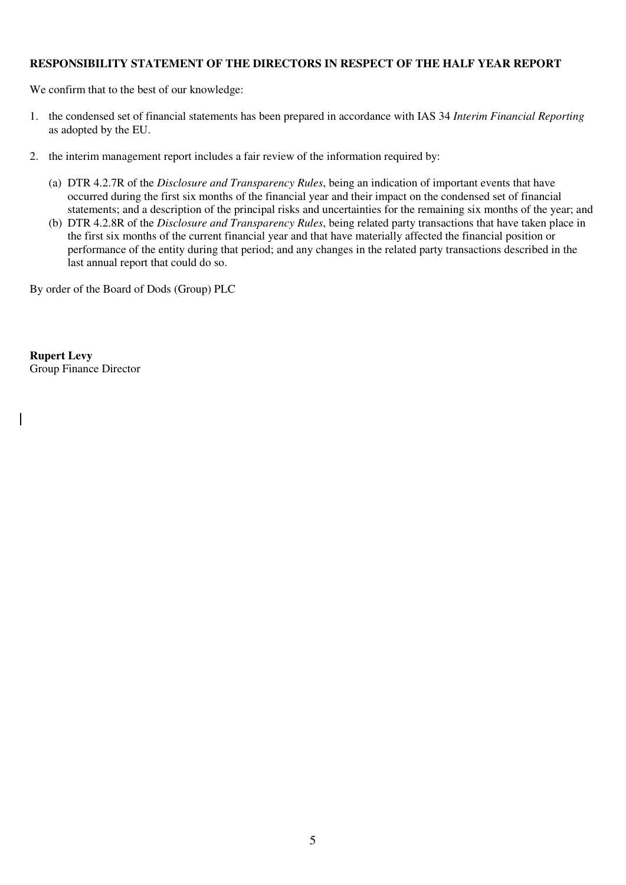**RESPONSIBILITY STATEMENT OF THE DIRECTORS IN RESPECT OF THE HALF YEAR REPORT**

We confirm that to the best of our knowledge:

1. the condensed set of financial statements has been prepared in accordance with IAS 34 *Interim Financial Reporting* as adopted by the EU.

2. the interim management report includes a fair review of the information required by:

   (a) DTR 4.2.7R of the *Disclosure and Transparency Rules*, being an indication of important events that have occurred during the first six months of the financial year and their impact on the condensed set of financial statements; and a description of the principal risks and uncertainties for the remaining six months of the year; and

   (b) DTR 4.2.8R of the *Disclosure and Transparency Rules*, being related party transactions that have taken place in the first six months of the current financial year and that have materially affected the financial position or performance of the entity during that period; and any changes in the related party transactions described in the last annual report that could do so.

By order of the Board of Dods (Group) PLC

**Rupert Levy**
Group Finance Director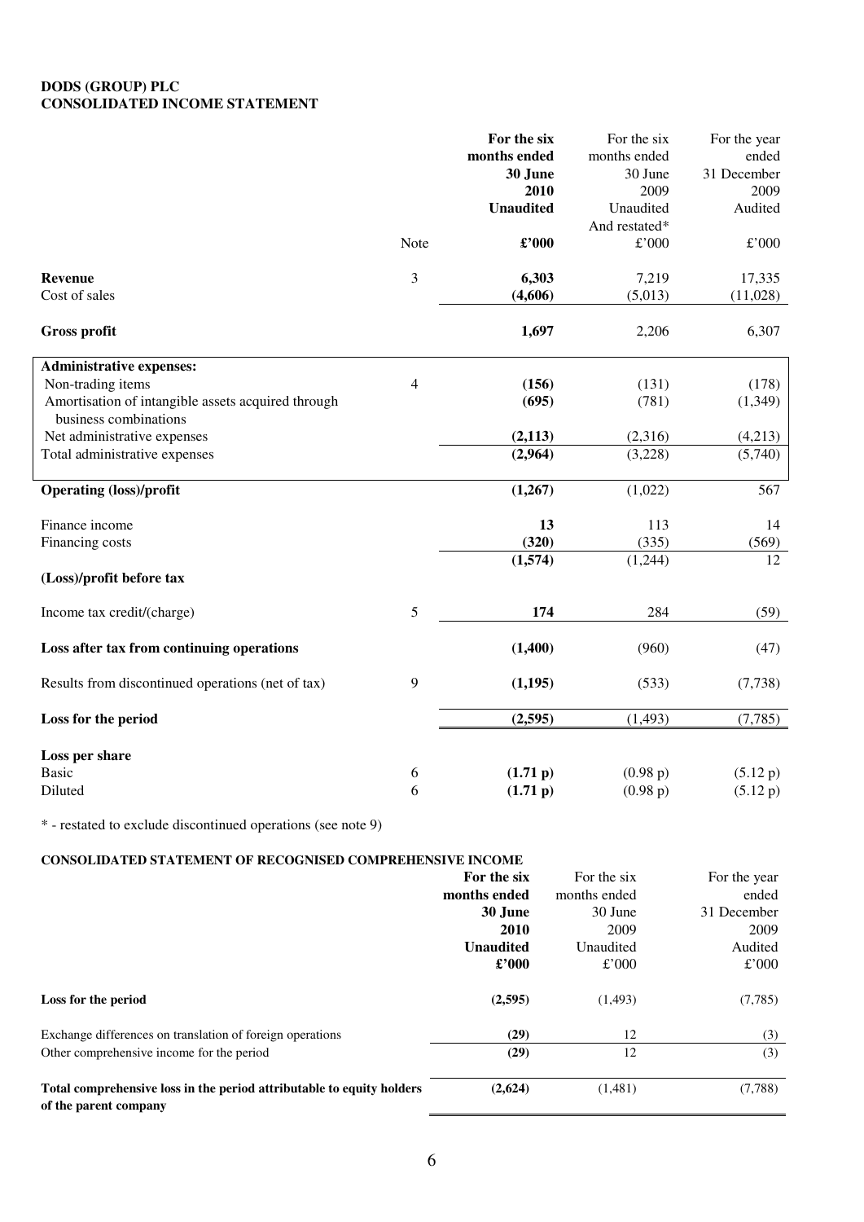**DODS (GROUP) PLC**
**CONSOLIDATED INCOME STATEMENT**

| | Note | **For the six months ended 30 June 2010 Unaudited £'000** | For the six months ended 30 June 2009 Unaudited And restated* £'000 | For the year ended 31 December 2009 Audited £'000 |
|---|---|---|---|---|
| **Revenue** | 3 | **6,303** | 7,219 | 17,335 |
| Cost of sales | | **(4,606)** | (5,013) | (11,028) |
| **Gross profit** | | **1,697** | 2,206 | 6,307 |
| **Administrative expenses:** | | | | |
| Non-trading items | 4 | **(156)** | (131) | (178) |
| Amortisation of intangible assets acquired through business combinations | | **(695)** | (781) | (1,349) |
| Net administrative expenses | | **(2,113)** | (2,316) | (4,213) |
| Total administrative expenses | | **(2,964)** | (3,228) | (5,740) |
| **Operating (loss)/profit** | | **(1,267)** | (1,022) | 567 |
| Finance income | | **13** | 113 | 14 |
| Financing costs | | **(320)** | (335) | (569) |
| **(Loss)/profit before tax** | | **(1,574)** | (1,244) | 12 |
| Income tax credit/(charge) | 5 | **174** | 284 | (59) |
| **Loss after tax from continuing operations** | | **(1,400)** | (960) | (47) |
| Results from discontinued operations (net of tax) | 9 | **(1,195)** | (533) | (7,738) |
| **Loss for the period** | | **(2,595)** | (1,493) | (7,785) |
| **Loss per share** | | | | |
| Basic | 6 | **(1.71 p)** | (0.98 p) | (5.12 p) |
| Diluted | 6 | **(1.71 p)** | (0.98 p) | (5.12 p) |

* - restated to exclude discontinued operations (see note 9)

**CONSOLIDATED STATEMENT OF RECOGNISED COMPREHENSIVE INCOME**

| | **For the six months ended 30 June 2010 Unaudited £'000** | For the six months ended 30 June 2009 Unaudited £'000 | For the year ended 31 December 2009 Audited £'000 |
|---|---|---|---|
| **Loss for the period** | **(2,595)** | (1,493) | (7,785) |
| Exchange differences on translation of foreign operations | **(29)** | 12 | (3) |
| Other comprehensive income for the period | **(29)** | 12 | (3) |
| **Total comprehensive loss in the period attributable to equity holders of the parent company** | **(2,624)** | (1,481) | (7,788) |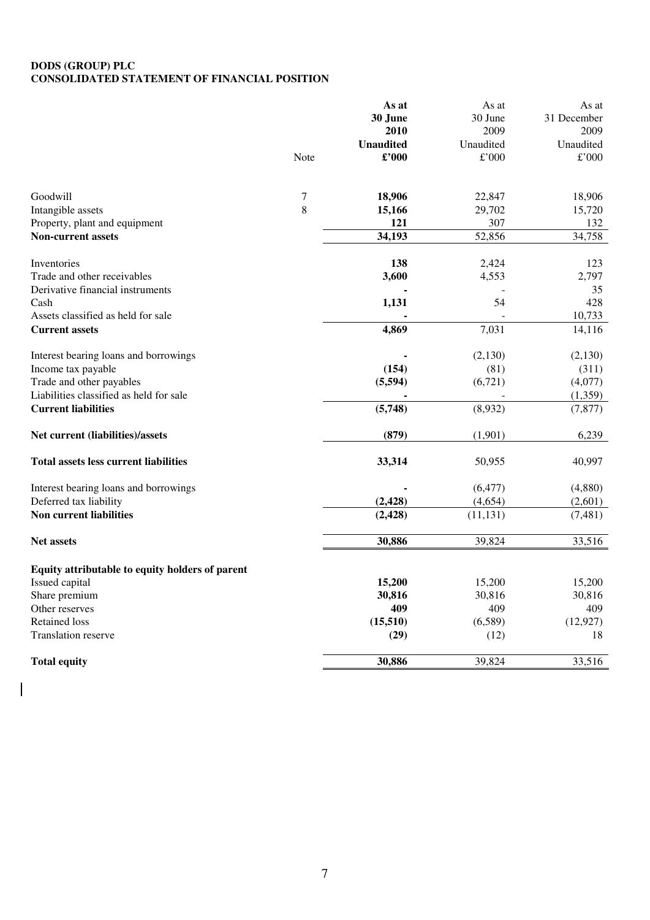**DODS (GROUP) PLC**
**CONSOLIDATED STATEMENT OF FINANCIAL POSITION**

| | Note | **As at 30 June 2010 Unaudited £'000** | As at 30 June 2009 Unaudited £'000 | As at 31 December 2009 Unaudited £'000 |
|---|---|---|---|---|
| Goodwill | 7 | **18,906** | 22,847 | 18,906 |
| Intangible assets | 8 | **15,166** | 29,702 | 15,720 |
| Property, plant and equipment | | **121** | 307 | 132 |
| **Non-current assets** | | **34,193** | 52,856 | 34,758 |
| | | | | |
| Inventories | | **138** | 2,424 | 123 |
| Trade and other receivables | | **3,600** | 4,553 | 2,797 |
| Derivative financial instruments | | **-** | - | 35 |
| Cash | | **1,131** | 54 | 428 |
| Assets classified as held for sale | | **-** | - | 10,733 |
| **Current assets** | | **4,869** | 7,031 | 14,116 |
| | | | | |
| Interest bearing loans and borrowings | | **-** | (2,130) | (2,130) |
| Income tax payable | | **(154)** | (81) | (311) |
| Trade and other payables | | **(5,594)** | (6,721) | (4,077) |
| Liabilities classified as held for sale | | **-** | - | (1,359) |
| **Current liabilities** | | **(5,748)** | (8,932) | (7,877) |
| | | | | |
| **Net current (liabilities)/assets** | | **(879)** | (1,901) | 6,239 |
| | | | | |
| **Total assets less current liabilities** | | **33,314** | 50,955 | 40,997 |
| | | | | |
| Interest bearing loans and borrowings | | **-** | (6,477) | (4,880) |
| Deferred tax liability | | **(2,428)** | (4,654) | (2,601) |
| **Non current liabilities** | | **(2,428)** | (11,131) | (7,481) |
| | | | | |
| **Net assets** | | **30,886** | 39,824 | 33,516 |
| | | | | |
| **Equity attributable to equity holders of parent** | | | | |
| Issued capital | | **15,200** | 15,200 | 15,200 |
| Share premium | | **30,816** | 30,816 | 30,816 |
| Other reserves | | **409** | 409 | 409 |
| Retained loss | | **(15,510)** | (6,589) | (12,927) |
| Translation reserve | | **(29)** | (12) | 18 |
| | | | | |
| **Total equity** | | **30,886** | 39,824 | 33,516 |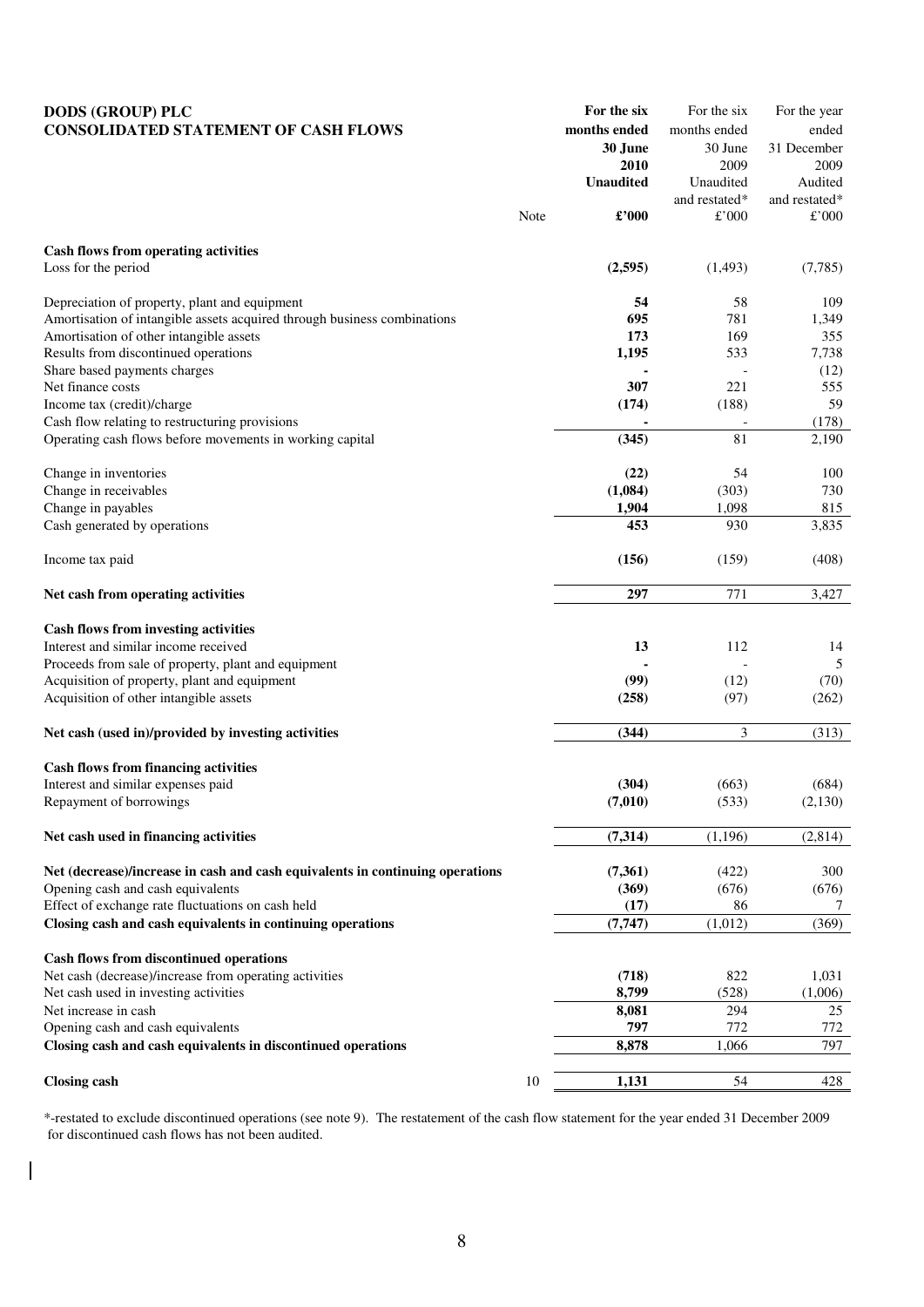**DODS (GROUP) PLC**
**CONSOLIDATED STATEMENT OF CASH FLOWS**

| | Note | **For the six months ended 30 June 2010 Unaudited £'000** | For the six months ended 30 June 2009 Unaudited and restated* £'000 | For the year ended 31 December 2009 Audited and restated* £'000 |
|---|---|---|---|---|
| **Cash flows from operating activities** | | | | |
| Loss for the period | | **(2,595)** | (1,493) | (7,785) |
| | | | | |
| Depreciation of property, plant and equipment | | **54** | 58 | 109 |
| Amortisation of intangible assets acquired through business combinations | | **695** | 781 | 1,349 |
| Amortisation of other intangible assets | | **173** | 169 | 355 |
| Results from discontinued operations | | **1,195** | 533 | 7,738 |
| Share based payments charges | | **-** | - | (12) |
| Net finance costs | | **307** | 221 | 555 |
| Income tax (credit)/charge | | **(174)** | (188) | 59 |
| Cash flow relating to restructuring provisions | | **-** | - | (178) |
| Operating cash flows before movements in working capital | | **(345)** | 81 | 2,190 |
| | | | | |
| Change in inventories | | **(22)** | 54 | 100 |
| Change in receivables | | **(1,084)** | (303) | 730 |
| Change in payables | | **1,904** | 1,098 | 815 |
| Cash generated by operations | | **453** | 930 | 3,835 |
| | | | | |
| Income tax paid | | **(156)** | (159) | (408) |
| | | | | |
| **Net cash from operating activities** | | **297** | 771 | 3,427 |
| | | | | |
| **Cash flows from investing activities** | | | | |
| Interest and similar income received | | **13** | 112 | 14 |
| Proceeds from sale of property, plant and equipment | | **-** | - | 5 |
| Acquisition of property, plant and equipment | | **(99)** | (12) | (70) |
| Acquisition of other intangible assets | | **(258)** | (97) | (262) |
| | | | | |
| **Net cash (used in)/provided by investing activities** | | **(344)** | 3 | (313) |
| | | | | |
| **Cash flows from financing activities** | | | | |
| Interest and similar expenses paid | | **(304)** | (663) | (684) |
| Repayment of borrowings | | **(7,010)** | (533) | (2,130) |
| | | | | |
| **Net cash used in financing activities** | | **(7,314)** | (1,196) | (2,814) |
| | | | | |
| **Net (decrease)/increase in cash and cash equivalents in continuing operations** | | **(7,361)** | (422) | 300 |
| Opening cash and cash equivalents | | **(369)** | (676) | (676) |
| Effect of exchange rate fluctuations on cash held | | **(17)** | 86 | 7 |
| **Closing cash and cash equivalents in continuing operations** | | **(7,747)** | (1,012) | (369) |
| | | | | |
| **Cash flows from discontinued operations** | | | | |
| Net cash (decrease)/increase from operating activities | | **(718)** | 822 | 1,031 |
| Net cash used in investing activities | | **8,799** | (528) | (1,006) |
| Net increase in cash | | **8,081** | 294 | 25 |
| Opening cash and cash equivalents | | **797** | 772 | 772 |
| **Closing cash and cash equivalents in discontinued operations** | | **8,878** | 1,066 | 797 |
| | | | | |
| **Closing cash** | 10 | **1,131** | 54 | 428 |

*-restated to exclude discontinued operations (see note 9). The restatement of the cash flow statement for the year ended 31 December 2009 for discontinued cash flows has not been audited.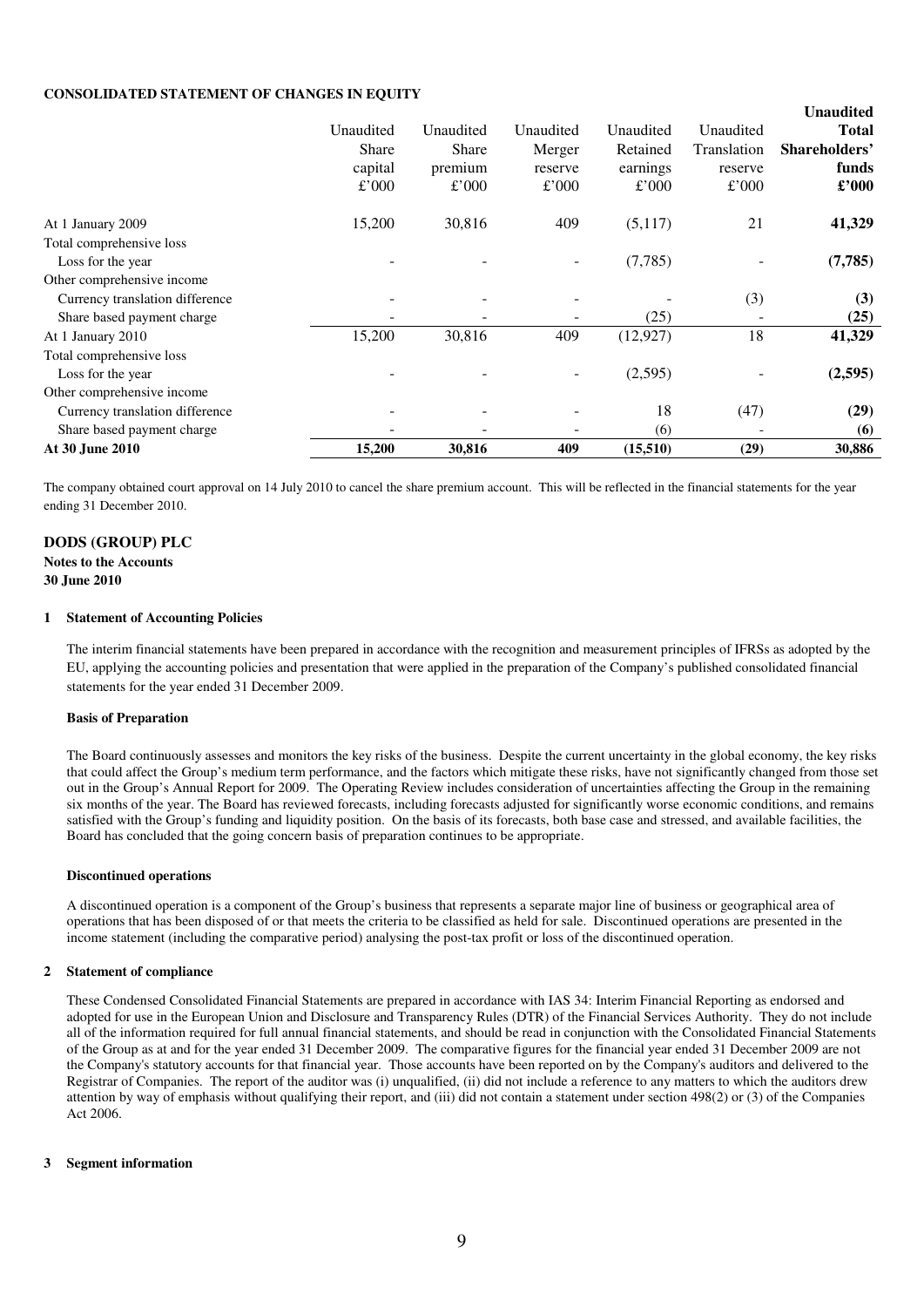**CONSOLIDATED STATEMENT OF CHANGES IN EQUITY**

| | Unaudited Share capital £'000 | Unaudited Share premium £'000 | Unaudited Merger reserve £'000 | Unaudited Retained earnings £'000 | Unaudited Translation reserve £'000 | **Unaudited Total Shareholders' funds £'000** |
|---|---|---|---|---|---|---|
| At 1 January 2009 | 15,200 | 30,816 | 409 | (5,117) | 21 | **41,329** |
| Total comprehensive loss | | | | | | |
| Loss for the year | - | - | - | (7,785) | - | **(7,785)** |
| Other comprehensive income | | | | | | |
| Currency translation difference | - | - | - | - | (3) | **(3)** |
| Share based payment charge | - | - | - | (25) | - | **(25)** |
| At 1 January 2010 | 15,200 | 30,816 | 409 | (12,927) | 18 | **41,329** |
| Total comprehensive loss | | | | | | |
| Loss for the year | - | - | - | (2,595) | - | **(2,595)** |
| Other comprehensive income | | | | | | |
| Currency translation difference | - | - | - | 18 | (47) | **(29)** |
| Share based payment charge | - | - | - | (6) | - | **(6)** |
| **At 30 June 2010** | **15,200** | **30,816** | **409** | **(15,510)** | **(29)** | **30,886** |

The company obtained court approval on 14 July 2010 to cancel the share premium account. This will be reflected in the financial statements for the year ending 31 December 2010.

## DODS (GROUP) PLC

**Notes to the Accounts**
**30 June 2010**

### 1 Statement of Accounting Policies

The interim financial statements have been prepared in accordance with the recognition and measurement principles of IFRSs as adopted by the EU, applying the accounting policies and presentation that were applied in the preparation of the Company's published consolidated financial statements for the year ended 31 December 2009.

**Basis of Preparation**

The Board continuously assesses and monitors the key risks of the business. Despite the current uncertainty in the global economy, the key risks that could affect the Group's medium term performance, and the factors which mitigate these risks, have not significantly changed from those set out in the Group's Annual Report for 2009. The Operating Review includes consideration of uncertainties affecting the Group in the remaining six months of the year. The Board has reviewed forecasts, including forecasts adjusted for significantly worse economic conditions, and remains satisfied with the Group's funding and liquidity position. On the basis of its forecasts, both base case and stressed, and available facilities, the Board has concluded that the going concern basis of preparation continues to be appropriate.

**Discontinued operations**

A discontinued operation is a component of the Group's business that represents a separate major line of business or geographical area of operations that has been disposed of or that meets the criteria to be classified as held for sale. Discontinued operations are presented in the income statement (including the comparative period) analysing the post-tax profit or loss of the discontinued operation.

### 2 Statement of compliance

These Condensed Consolidated Financial Statements are prepared in accordance with IAS 34: Interim Financial Reporting as endorsed and adopted for use in the European Union and Disclosure and Transparency Rules (DTR) of the Financial Services Authority. They do not include all of the information required for full annual financial statements, and should be read in conjunction with the Consolidated Financial Statements of the Group as at and for the year ended 31 December 2009. The comparative figures for the financial year ended 31 December 2009 are not the Company's statutory accounts for that financial year. Those accounts have been reported on by the Company's auditors and delivered to the Registrar of Companies. The report of the auditor was (i) unqualified, (ii) did not include a reference to any matters to which the auditors drew attention by way of emphasis without qualifying their report, and (iii) did not contain a statement under section 498(2) or (3) of the Companies Act 2006.

### 3 Segment information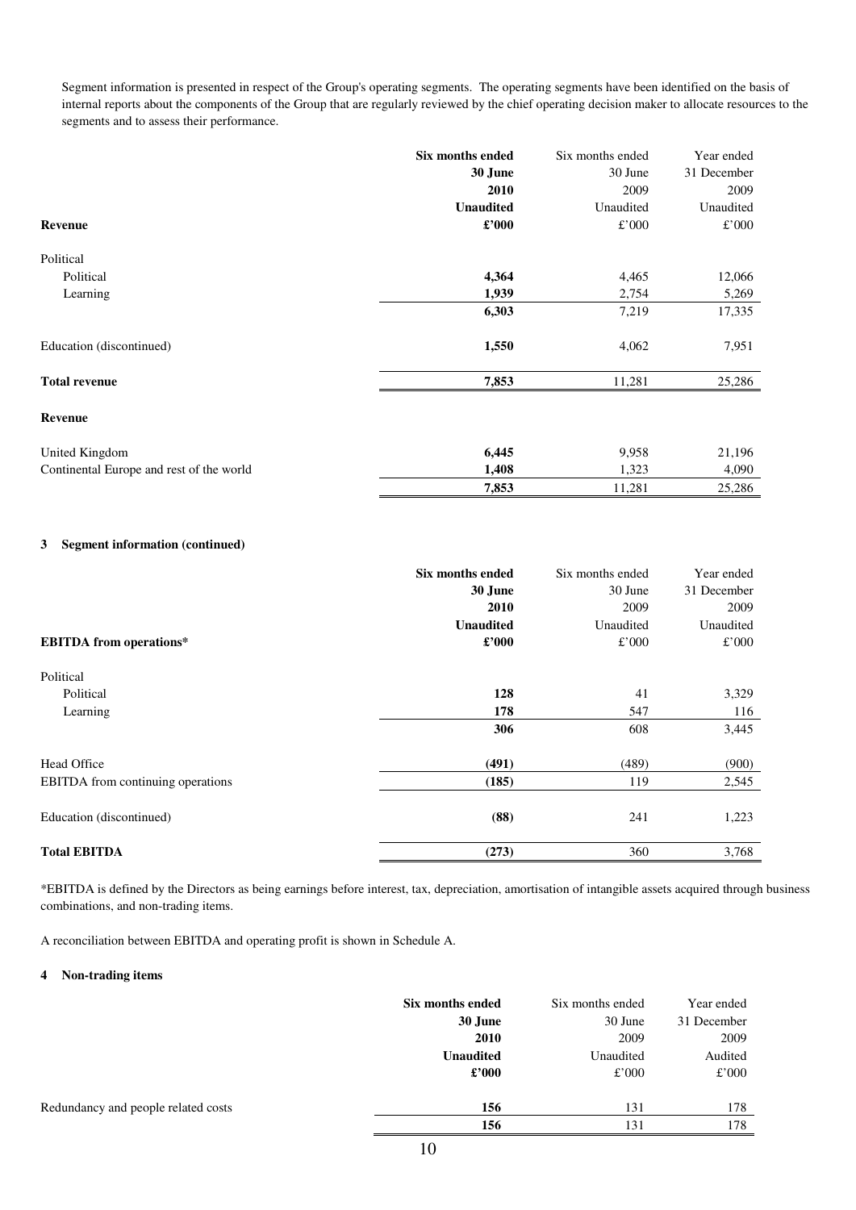Segment information is presented in respect of the Group's operating segments. The operating segments have been identified on the basis of internal reports about the components of the Group that are regularly reviewed by the chief operating decision maker to allocate resources to the segments and to assess their performance.

| Revenue | **Six months ended 30 June 2010 Unaudited £'000** | Six months ended 30 June 2009 Unaudited £'000 | Year ended 31 December 2009 Unaudited £'000 |
|---|---|---|---|
| Political | | | |
| Political | **4,364** | 4,465 | 12,066 |
| Learning | **1,939** | 2,754 | 5,269 |
| | **6,303** | 7,219 | 17,335 |
| Education (discontinued) | **1,550** | 4,062 | 7,951 |
| **Total revenue** | **7,853** | 11,281 | 25,286 |
| **Revenue** | | | |
| United Kingdom | **6,445** | 9,958 | 21,196 |
| Continental Europe and rest of the world | **1,408** | 1,323 | 4,090 |
| | **7,853** | 11,281 | 25,286 |

### 3 Segment information (continued)

| EBITDA from operations* | **Six months ended 30 June 2010 Unaudited £'000** | Six months ended 30 June 2009 Unaudited £'000 | Year ended 31 December 2009 Unaudited £'000 |
|---|---|---|---|
| Political | | | |
| Political | **128** | 41 | 3,329 |
| Learning | **178** | 547 | 116 |
| | **306** | 608 | 3,445 |
| Head Office | **(491)** | (489) | (900) |
| EBITDA from continuing operations | **(185)** | 119 | 2,545 |
| Education (discontinued) | **(88)** | 241 | 1,223 |
| **Total EBITDA** | **(273)** | 360 | 3,768 |

*EBITDA is defined by the Directors as being earnings before interest, tax, depreciation, amortisation of intangible assets acquired through business combinations, and non-trading items.

A reconciliation between EBITDA and operating profit is shown in Schedule A.

### 4 Non-trading items

| | **Six months ended 30 June 2010 Unaudited £'000** | Six months ended 30 June 2009 Unaudited £'000 | Year ended 31 December 2009 Audited £'000 |
|---|---|---|---|
| Redundancy and people related costs | **156** | 131 | 178 |
| | **156** | 131 | 178 |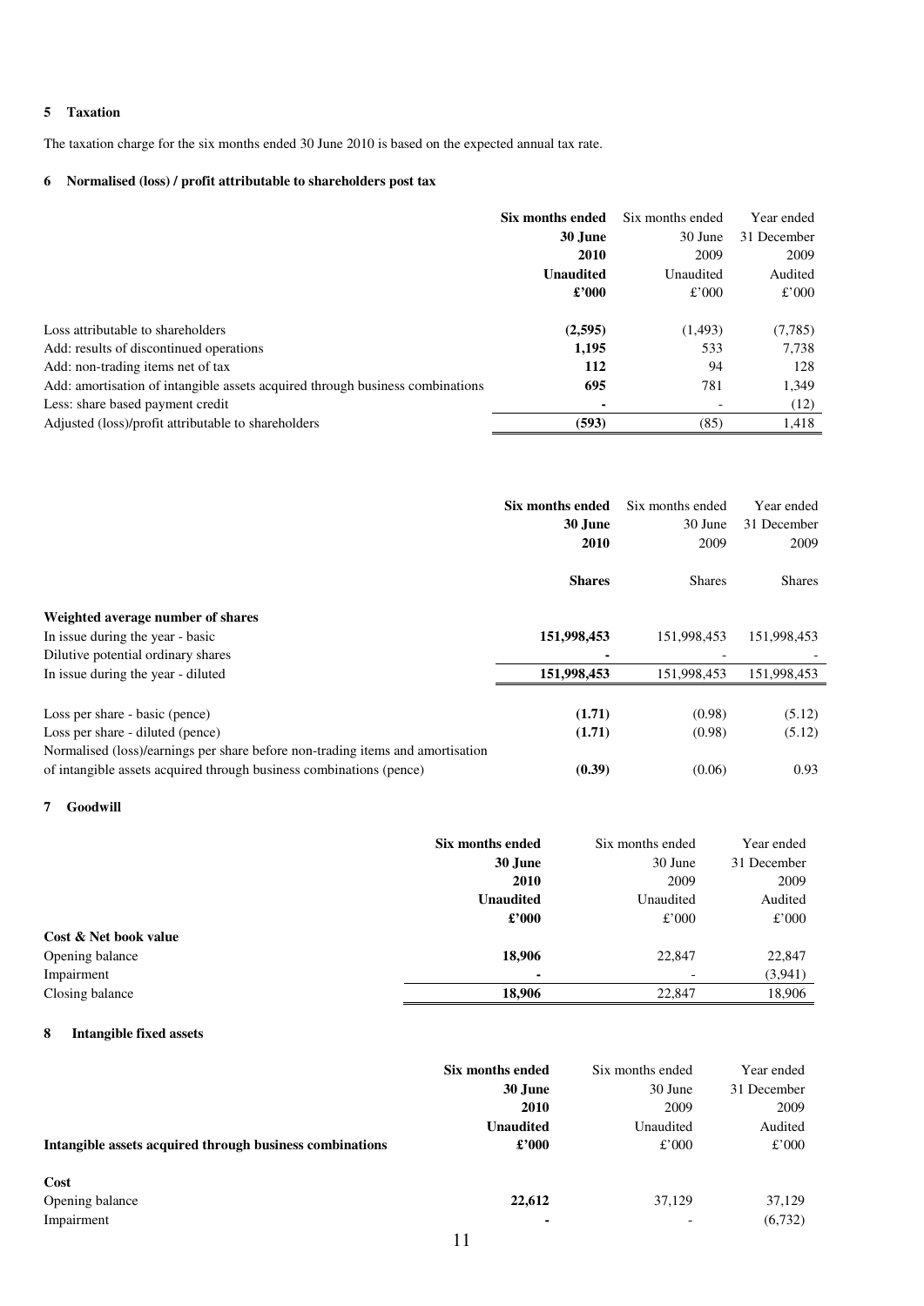### 5 Taxation

The taxation charge for the six months ended 30 June 2010 is based on the expected annual tax rate.

### 6 Normalised (loss) / profit attributable to shareholders post tax

| | **Six months ended 30 June 2010 Unaudited £'000** | Six months ended 30 June 2009 Unaudited £'000 | Year ended 31 December 2009 Audited £'000 |
|---|---|---|---|
| Loss attributable to shareholders | **(2,595)** | (1,493) | (7,785) |
| Add: results of discontinued operations | **1,195** | 533 | 7,738 |
| Add: non-trading items net of tax | **112** | 94 | 128 |
| Add: amortisation of intangible assets acquired through business combinations | **695** | 781 | 1,349 |
| Less: share based payment credit | **-** | - | (12) |
| Adjusted (loss)/profit attributable to shareholders | **(593)** | (85) | 1,418 |

| | **Six months ended 30 June 2010 Shares** | Six months ended 30 June 2009 Shares | Year ended 31 December 2009 Shares |
|---|---|---|---|
| **Weighted average number of shares** | | | |
| In issue during the year - basic | **151,998,453** | 151,998,453 | 151,998,453 |
| Dilutive potential ordinary shares | **-** | - | - |
| In issue during the year - diluted | **151,998,453** | 151,998,453 | 151,998,453 |
| Loss per share - basic (pence) | **(1.71)** | (0.98) | (5.12) |
| Loss per share - diluted (pence) | **(1.71)** | (0.98) | (5.12) |
| Normalised (loss)/earnings per share before non-trading items and amortisation of intangible assets acquired through business combinations (pence) | **(0.39)** | (0.06) | 0.93 |

### 7 Goodwill

| | **Six months ended 30 June 2010 Unaudited £'000** | Six months ended 30 June 2009 Unaudited £'000 | Year ended 31 December 2009 Audited £'000 |
|---|---|---|---|
| **Cost & Net book value** | | | |
| Opening balance | **18,906** | 22,847 | 22,847 |
| Impairment | **-** | - | (3,941) |
| Closing balance | **18,906** | 22,847 | 18,906 |

### 8 Intangible fixed assets

| **Intangible assets acquired through business combinations** | **Six months ended 30 June 2010 Unaudited £'000** | Six months ended 30 June 2009 Unaudited £'000 | Year ended 31 December 2009 Audited £'000 |
|---|---|---|---|
| **Cost** | | | |
| Opening balance | **22,612** | 37,129 | 37,129 |
| Impairment | **-** | - | (6,732) |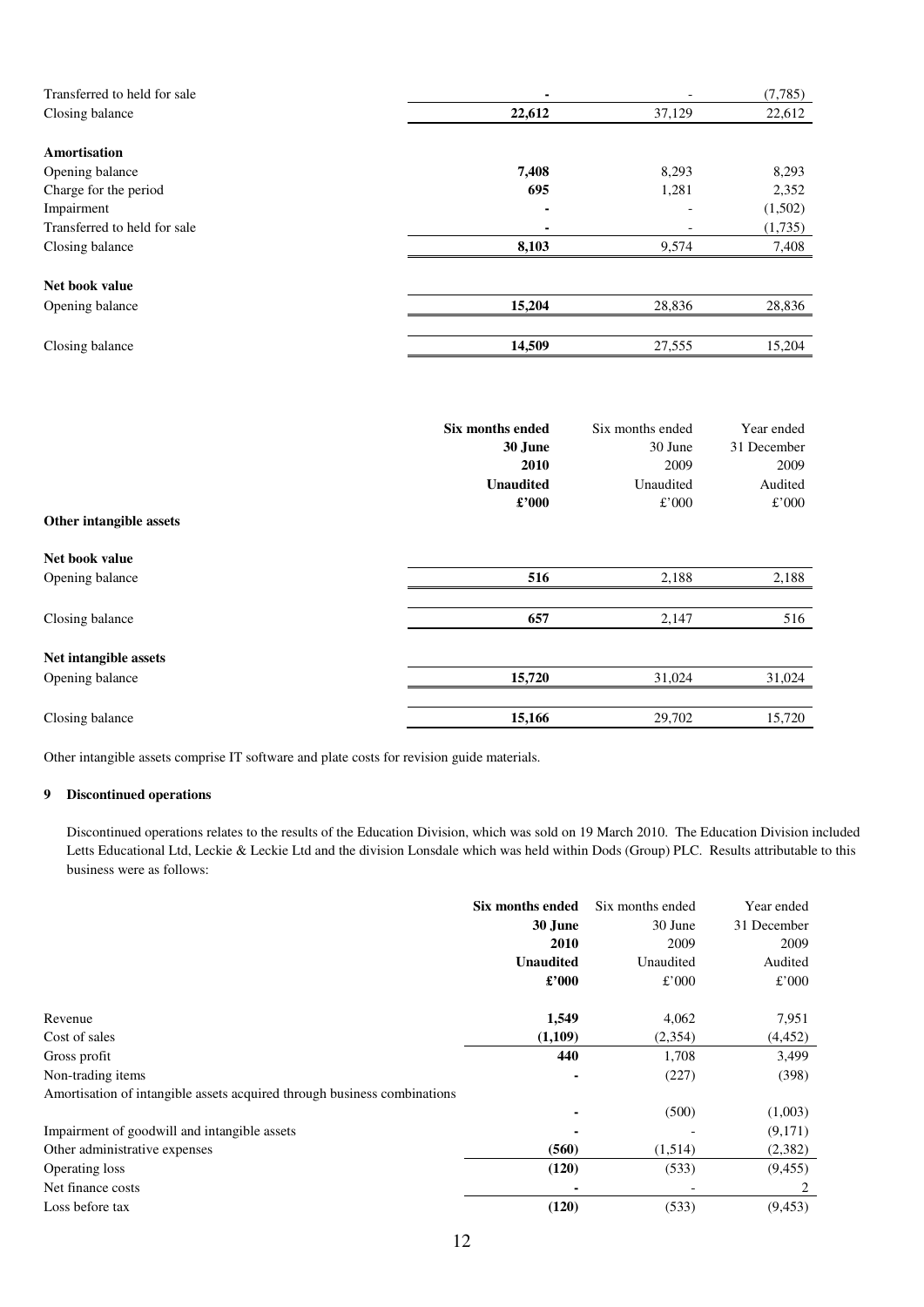| | | | |
|---|---|---|---|
| Transferred to held for sale | **-** | - | (7,785) |
| Closing balance | **22,612** | 37,129 | 22,612 |
| | | | |
| **Amortisation** | | | |
| Opening balance | **7,408** | 8,293 | 8,293 |
| Charge for the period | **695** | 1,281 | 2,352 |
| Impairment | **-** | - | (1,502) |
| Transferred to held for sale | **-** | - | (1,735) |
| Closing balance | **8,103** | 9,574 | 7,408 |
| | | | |
| **Net book value** | | | |
| Opening balance | **15,204** | 28,836 | 28,836 |
| | | | |
| Closing balance | **14,509** | 27,555 | 15,204 |

| | **Six months ended 30 June 2010 Unaudited £'000** | Six months ended 30 June 2009 Unaudited £'000 | Year ended 31 December 2009 Audited £'000 |
|---|---|---|---|
| **Other intangible assets** | | | |
| | | | |
| **Net book value** | | | |
| Opening balance | **516** | 2,188 | 2,188 |
| | | | |
| Closing balance | **657** | 2,147 | 516 |
| | | | |
| **Net intangible assets** | | | |
| Opening balance | **15,720** | 31,024 | 31,024 |
| | | | |
| Closing balance | **15,166** | 29,702 | 15,720 |

Other intangible assets comprise IT software and plate costs for revision guide materials.

## 9 Discontinued operations

Discontinued operations relates to the results of the Education Division, which was sold on 19 March 2010. The Education Division included Letts Educational Ltd, Leckie & Leckie Ltd and the division Lonsdale which was held within Dods (Group) PLC. Results attributable to this business were as follows:

| | **Six months ended 30 June 2010 Unaudited £'000** | Six months ended 30 June 2009 Unaudited £'000 | Year ended 31 December 2009 Audited £'000 |
|---|---|---|---|
| Revenue | **1,549** | 4,062 | 7,951 |
| Cost of sales | **(1,109)** | (2,354) | (4,452) |
| Gross profit | **440** | 1,708 | 3,499 |
| Non-trading items | **-** | (227) | (398) |
| Amortisation of intangible assets acquired through business combinations | **-** | (500) | (1,003) |
| Impairment of goodwill and intangible assets | **-** | - | (9,171) |
| Other administrative expenses | **(560)** | (1,514) | (2,382) |
| Operating loss | **(120)** | (533) | (9,455) |
| Net finance costs | **-** | - | 2 |
| Loss before tax | **(120)** | (533) | (9,453) |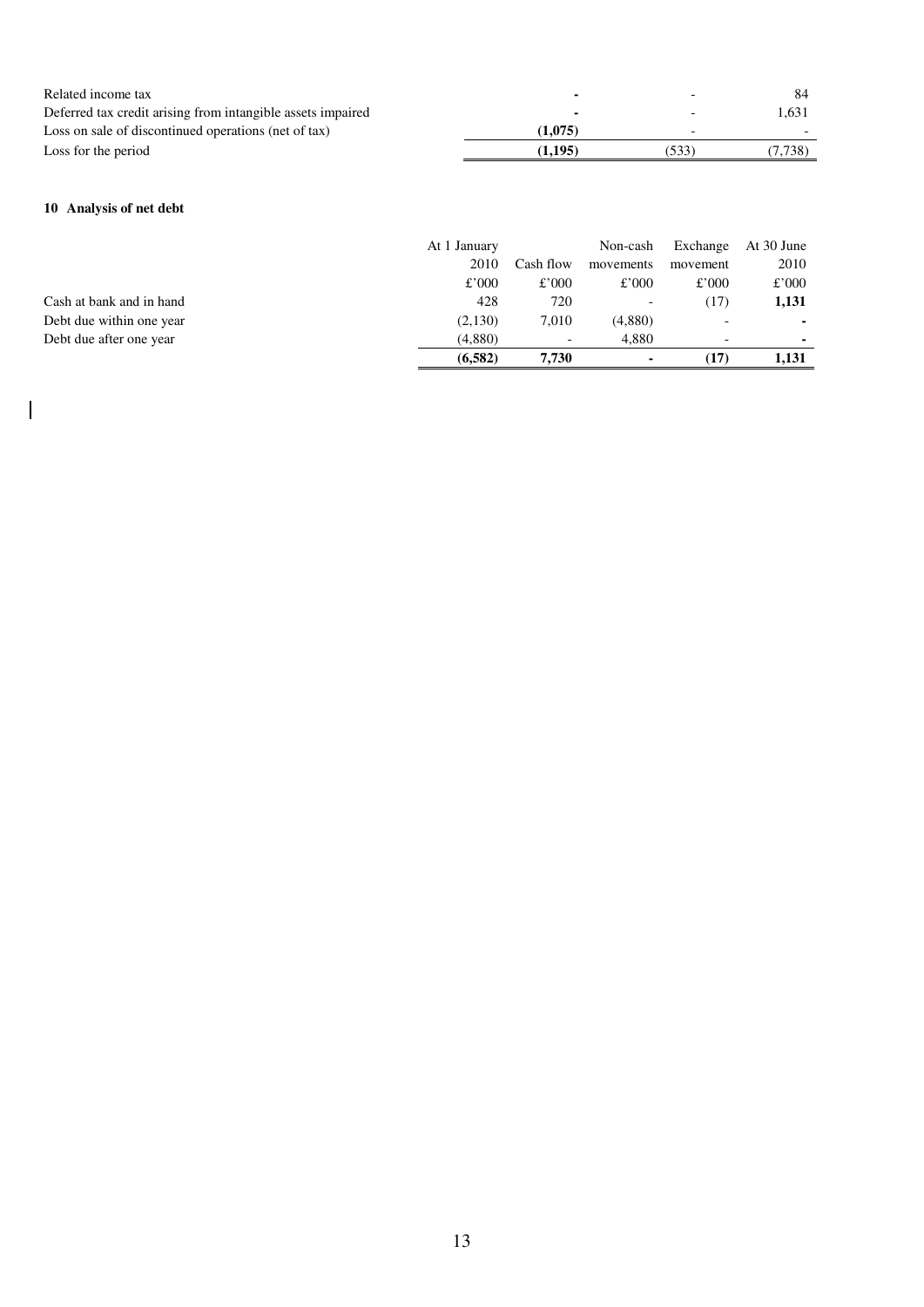| | | | |
|---|---|---|---|
| Related income tax | - | - | 84 |
| Deferred tax credit arising from intangible assets impaired | - | - | 1,631 |
| Loss on sale of discontinued operations (net of tax) | (1,075) | - | - |
| Loss for the period | (1,195) | (533) | (7,738) |

## 10 Analysis of net debt

| | At 1 January 2010 | Cash flow | Non-cash movements | Exchange movement | At 30 June 2010 |
|---|---|---|---|---|---|
| | £'000 | £'000 | £'000 | £'000 | £'000 |
| Cash at bank and in hand | 428 | 720 | - | (17) | **1,131** |
| Debt due within one year | (2,130) | 7,010 | (4,880) | - | **-** |
| Debt due after one year | (4,880) | - | 4,880 | - | **-** |
| | **(6,582)** | **7,730** | **-** | **(17)** | **1,131** |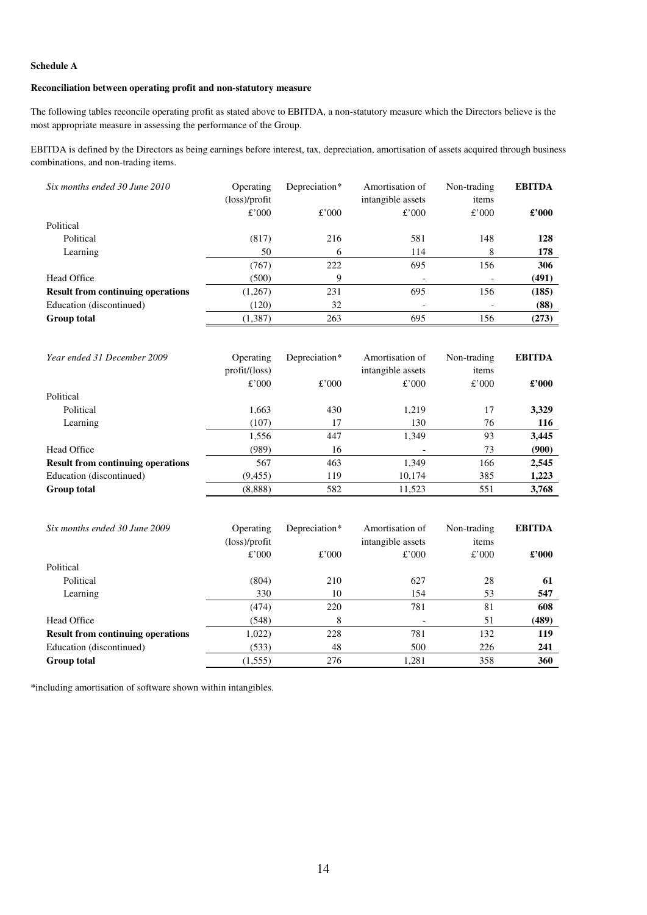**Schedule A**

**Reconciliation between operating profit and non-statutory measure**

The following tables reconcile operating profit as stated above to EBITDA, a non-statutory measure which the Directors believe is the most appropriate measure in assessing the performance of the Group.

EBITDA is defined by the Directors as being earnings before interest, tax, depreciation, amortisation of assets acquired through business combinations, and non-trading items.

| *Six months ended 30 June 2010* | Operating (loss)/profit | Depreciation* | Amortisation of intangible assets | Non-trading items | **EBITDA** |
|---|---|---|---|---|---|
| | £'000 | £'000 | £'000 | £'000 | **£'000** |
| Political | | | | | |
| Political | (817) | 216 | 581 | 148 | **128** |
| Learning | 50 | 6 | 114 | 8 | **178** |
| | (767) | 222 | 695 | 156 | **306** |
| Head Office | (500) | 9 | - | - | **(491)** |
| **Result from continuing operations** | (1,267) | 231 | 695 | 156 | **(185)** |
| Education (discontinued) | (120) | 32 | - | - | **(88)** |
| **Group total** | (1,387) | 263 | 695 | 156 | **(273)** |

| *Year ended 31 December 2009* | Operating profit/(loss) | Depreciation* | Amortisation of intangible assets | Non-trading items | **EBITDA** |
|---|---|---|---|---|---|
| | £'000 | £'000 | £'000 | £'000 | **£'000** |
| Political | | | | | |
| Political | 1,663 | 430 | 1,219 | 17 | **3,329** |
| Learning | (107) | 17 | 130 | 76 | **116** |
| | 1,556 | 447 | 1,349 | 93 | **3,445** |
| Head Office | (989) | 16 | - | 73 | **(900)** |
| **Result from continuing operations** | 567 | 463 | 1,349 | 166 | **2,545** |
| Education (discontinued) | (9,455) | 119 | 10,174 | 385 | **1,223** |
| **Group total** | (8,888) | 582 | 11,523 | 551 | **3,768** |

| *Six months ended 30 June 2009* | Operating (loss)/profit | Depreciation* | Amortisation of intangible assets | Non-trading items | **EBITDA** |
|---|---|---|---|---|---|
| | £'000 | £'000 | £'000 | £'000 | **£'000** |
| Political | | | | | |
| Political | (804) | 210 | 627 | 28 | **61** |
| Learning | 330 | 10 | 154 | 53 | **547** |
| | (474) | 220 | 781 | 81 | **608** |
| Head Office | (548) | 8 | - | 51 | **(489)** |
| **Result from continuing operations** | 1,022) | 228 | 781 | 132 | **119** |
| Education (discontinued) | (533) | 48 | 500 | 226 | **241** |
| **Group total** | (1,555) | 276 | 1,281 | 358 | **360** |

*including amortisation of software shown within intangibles.